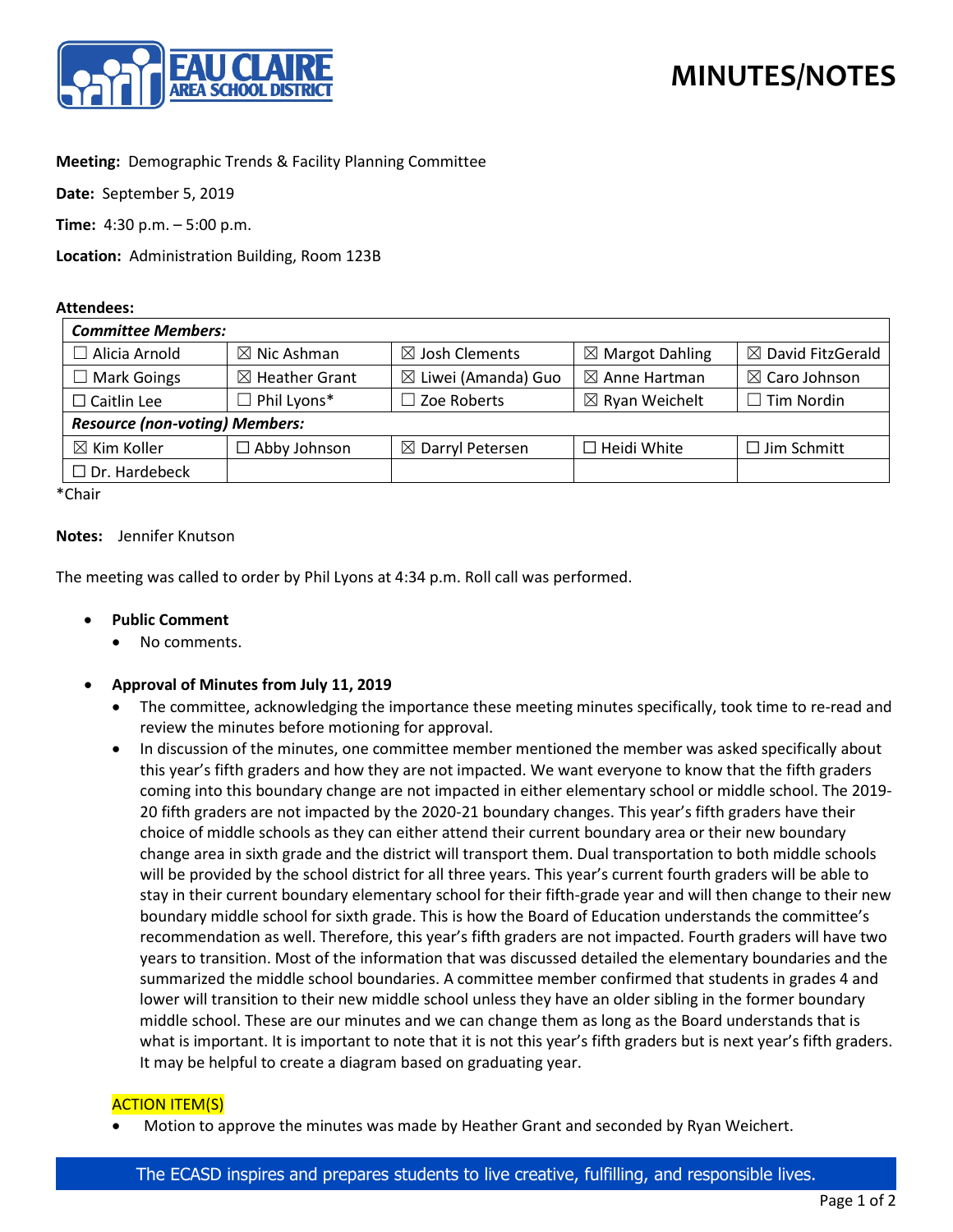# MINUTES/NOTES

**Meeting:** Demographic Trends & Facility Planning Committee

**Date:** September 5, 2019

**Time:** 4:30 p.m. – 5:00 p.m.

**Location:** Administration Building, Room 123B

**Attendees:**

| *Committee Members:* | | | | |
|---|---|---|---|---|
| ☐ Alicia Arnold | ☒ Nic Ashman | ☒ Josh Clements | ☒ Margot Dahling | ☒ David FitzGerald |
| ☐ Mark Goings | ☒ Heather Grant | ☒ Liwei (Amanda) Guo | ☒ Anne Hartman | ☒ Caro Johnson |
| ☐ Caitlin Lee | ☐ Phil Lyons* | ☐ Zoe Roberts | ☒ Ryan Weichelt | ☐ Tim Nordin |
| ***Resource (non-voting) Members:*** | | | | |
| ☒ Kim Koller | ☐ Abby Johnson | ☒ Darryl Petersen | ☐ Heidi White | ☐ Jim Schmitt |
| ☐ Dr. Hardebeck | | | | |

*Chair

**Notes:** Jennifer Knutson

The meeting was called to order by Phil Lyons at 4:34 p.m. Roll call was performed.

- **Public Comment**
  - No comments.

- **Approval of Minutes from July 11, 2019**
  - The committee, acknowledging the importance these meeting minutes specifically, took time to re-read and review the minutes before motioning for approval.
  - In discussion of the minutes, one committee member mentioned the member was asked specifically about this year's fifth graders and how they are not impacted. We want everyone to know that the fifth graders coming into this boundary change are not impacted in either elementary school or middle school. The 2019-20 fifth graders are not impacted by the 2020-21 boundary changes. This year's fifth graders have their choice of middle schools as they can either attend their current boundary area or their new boundary change area in sixth grade and the district will transport them. Dual transportation to both middle schools will be provided by the school district for all three years. This year's current fourth graders will be able to stay in their current boundary elementary school for their fifth-grade year and will then change to their new boundary middle school for sixth grade. This is how the Board of Education understands the committee's recommendation as well. Therefore, this year's fifth graders are not impacted. Fourth graders will have two years to transition. Most of the information that was discussed detailed the elementary boundaries and the summarized the middle school boundaries. A committee member confirmed that students in grades 4 and lower will transition to their new middle school unless they have an older sibling in the former boundary middle school. These are our minutes and we can change them as long as the Board understands that is what is important. It is important to note that it is not this year's fifth graders but is next year's fifth graders. It may be helpful to create a diagram based on graduating year.

  ACTION ITEM(S)

  - Motion to approve the minutes was made by Heather Grant and seconded by Ryan Weichert.

The ECASD inspires and prepares students to live creative, fulfilling, and responsible lives.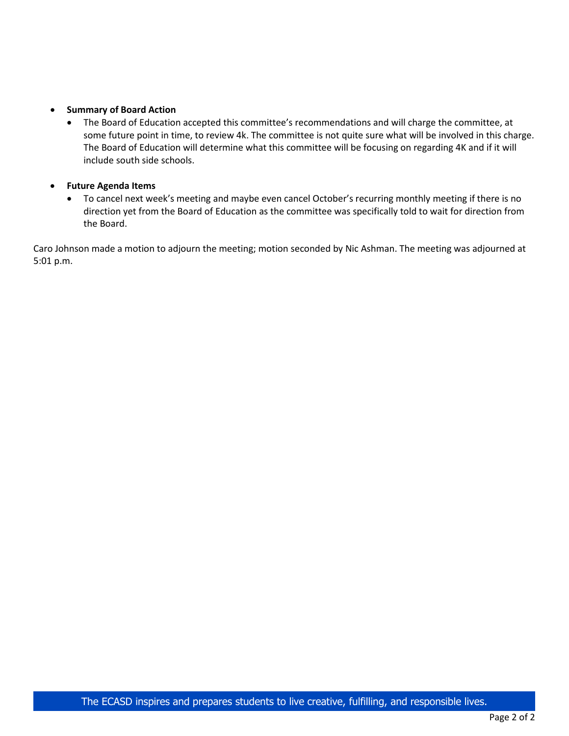- **Summary of Board Action**
  - The Board of Education accepted this committee's recommendations and will charge the committee, at some future point in time, to review 4k. The committee is not quite sure what will be involved in this charge. The Board of Education will determine what this committee will be focusing on regarding 4K and if it will include south side schools.

- **Future Agenda Items**
  - To cancel next week's meeting and maybe even cancel October's recurring monthly meeting if there is no direction yet from the Board of Education as the committee was specifically told to wait for direction from the Board.

Caro Johnson made a motion to adjourn the meeting; motion seconded by Nic Ashman. The meeting was adjourned at 5:01 p.m.

The ECASD inspires and prepares students to live creative, fulfilling, and responsible lives.